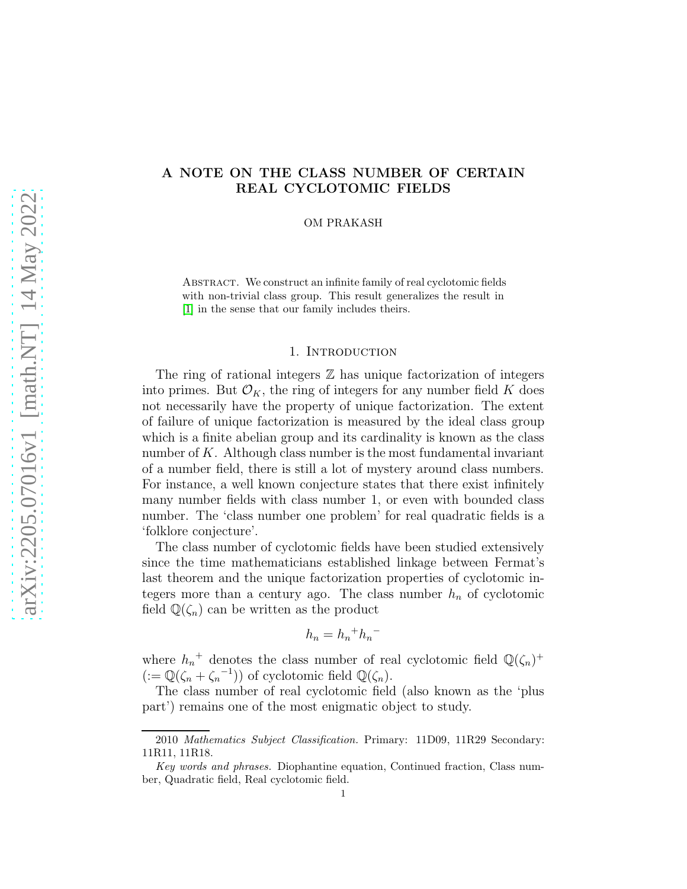# A NOTE ON THE CLASS NUMBER OF CERTAIN REAL CYCLOTOMIC FIELDS

OM PRAKASH

Abstract. We construct an infinite family of real cyclotomic fields with non-trivial class group. This result generalizes the result in [1] in the sense that our family includes theirs.

## 1. Introduction

The ring of rational integers $\mathbb{Z}$ has unique factorization of integers into primes. But $\mathcal{O}_K$, the ring of integers for any number field $K$ does not necessarily have the property of unique factorization. The extent of failure of unique factorization is measured by the ideal class group which is a finite abelian group and its cardinality is known as the class number of $K$. Although class number is the most fundamental invariant of a number field, there is still a lot of mystery around class numbers. For instance, a well known conjecture states that there exist infinitely many number fields with class number 1, or even with bounded class number. The 'class number one problem' for real quadratic fields is a 'folklore conjecture'.

The class number of cyclotomic fields have been studied extensively since the time mathematicians established linkage between Fermat's last theorem and the unique factorization properties of cyclotomic integers more than a century ago. The class number $h_n$ of cyclotomic field $\mathbb{Q}(\zeta_n)$ can be written as the product

$$h_n = {h_n}^+ {h_n}^-$$

where ${h_n}^+$ denotes the class number of real cyclotomic field $\mathbb{Q}(\zeta_n)^+$ $(:= \mathbb{Q}(\zeta_n + {\zeta_n}^{-1}))$ of cyclotomic field $\mathbb{Q}(\zeta_n)$.

The class number of real cyclotomic field (also known as the 'plus part') remains one of the most enigmatic object to study.

2010 *Mathematics Subject Classification.* Primary: 11D09, 11R29 Secondary: 11R11, 11R18.

*Key words and phrases.* Diophantine equation, Continued fraction, Class number, Quadratic field, Real cyclotomic field.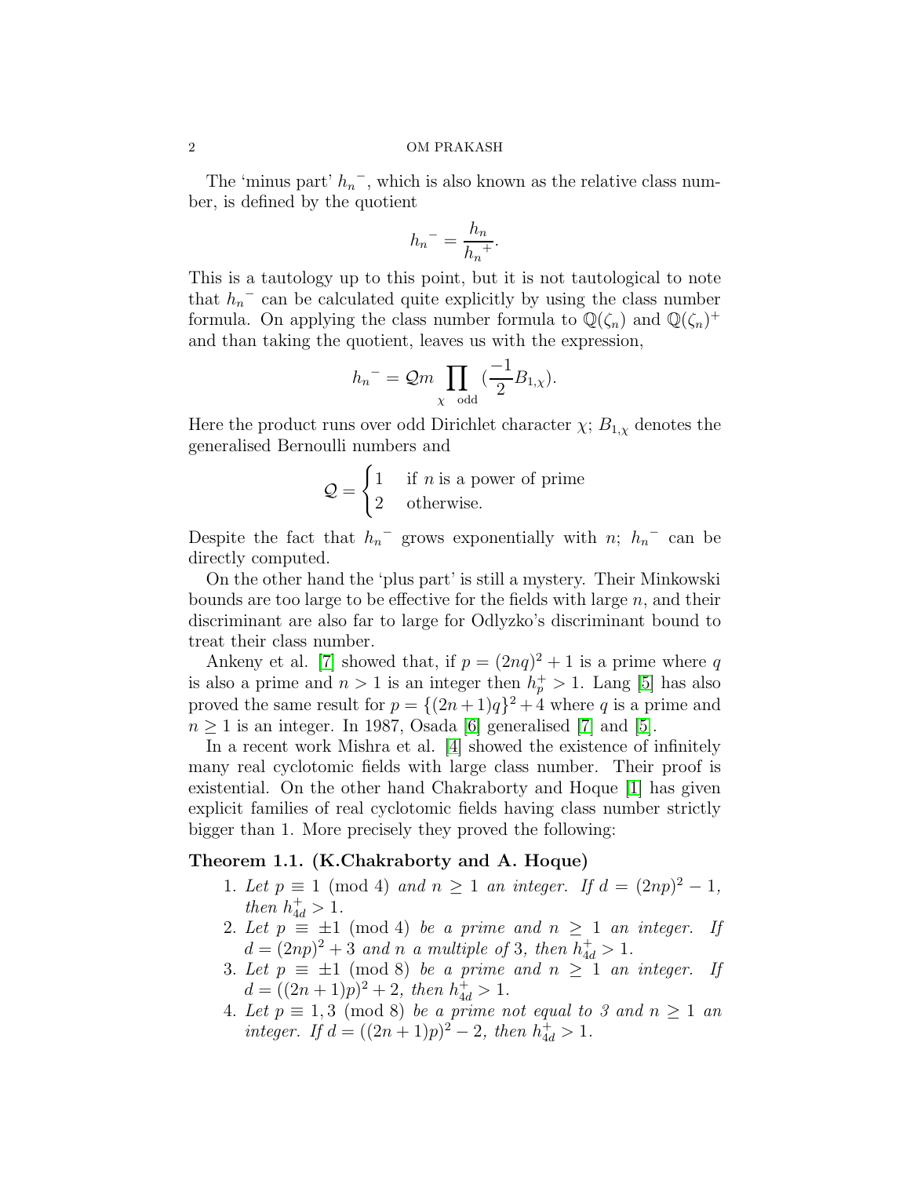The 'minus part' ${h_n}^-$, which is also known as the relative class number, is defined by the quotient

$$ {h_n}^- = \frac{h_n}{{h_n}^+}. $$

This is a tautology up to this point, but it is not tautological to note that ${h_n}^-$ can be calculated quite explicitly by using the class number formula. On applying the class number formula to $\mathbb{Q}(\zeta_n)$ and $\mathbb{Q}(\zeta_n)^+$ and than taking the quotient, leaves us with the expression,

$$ {h_n}^- = \mathcal{Q}m \prod_{\chi \quad \text{odd}} (\frac{-1}{2} B_{1,\chi}). $$

Here the product runs over odd Dirichlet character $\chi$; $B_{1,\chi}$ denotes the generalised Bernoulli numbers and

$$ \mathcal{Q} = \begin{cases} 1 & \text{if } n \text{ is a power of prime} \\ 2 & \text{otherwise.} \end{cases} $$

Despite the fact that ${h_n}^-$ grows exponentially with $n$; ${h_n}^-$ can be directly computed.

On the other hand the 'plus part' is still a mystery. Their Minkowski bounds are too large to be effective for the fields with large $n$, and their discriminant are also far to large for Odlyzko's discriminant bound to treat their class number.

Ankeny et al. [7] showed that, if $p = (2nq)^2 + 1$ is a prime where $q$ is also a prime and $n > 1$ is an integer then $h_p^+ > 1$. Lang [5] has also proved the same result for $p = \{(2n+1)q\}^2 + 4$ where $q$ is a prime and $n \geq 1$ is an integer. In 1987, Osada [6] generalised [7] and [5].

In a recent work Mishra et al. [4] showed the existence of infinitely many real cyclotomic fields with large class number. Their proof is existential. On the other hand Chakraborty and Hoque [1] has given explicit families of real cyclotomic fields having class number strictly bigger than 1. More precisely they proved the following:

**Theorem 1.1. (K.Chakraborty and A. Hoque)**

1. *Let* $p \equiv 1 \pmod 4$ *and* $n \geq 1$ *an integer. If* $d = (2np)^2 - 1$, *then* $h_{4d}^+ > 1$.
2. *Let* $p \equiv \pm 1 \pmod 4$ *be a prime and* $n \geq 1$ *an integer. If* $d = (2np)^2 + 3$ *and* $n$ *a multiple of* 3, *then* $h_{4d}^+ > 1$.
3. *Let* $p \equiv \pm 1 \pmod 8$ *be a prime and* $n \geq 1$ *an integer. If* $d = ((2n+1)p)^2 + 2$, *then* $h_{4d}^+ > 1$.
4. *Let* $p \equiv 1, 3 \pmod 8$ *be a prime not equal to 3 and* $n \geq 1$ *an integer. If* $d = ((2n+1)p)^2 - 2$, *then* $h_{4d}^+ > 1$.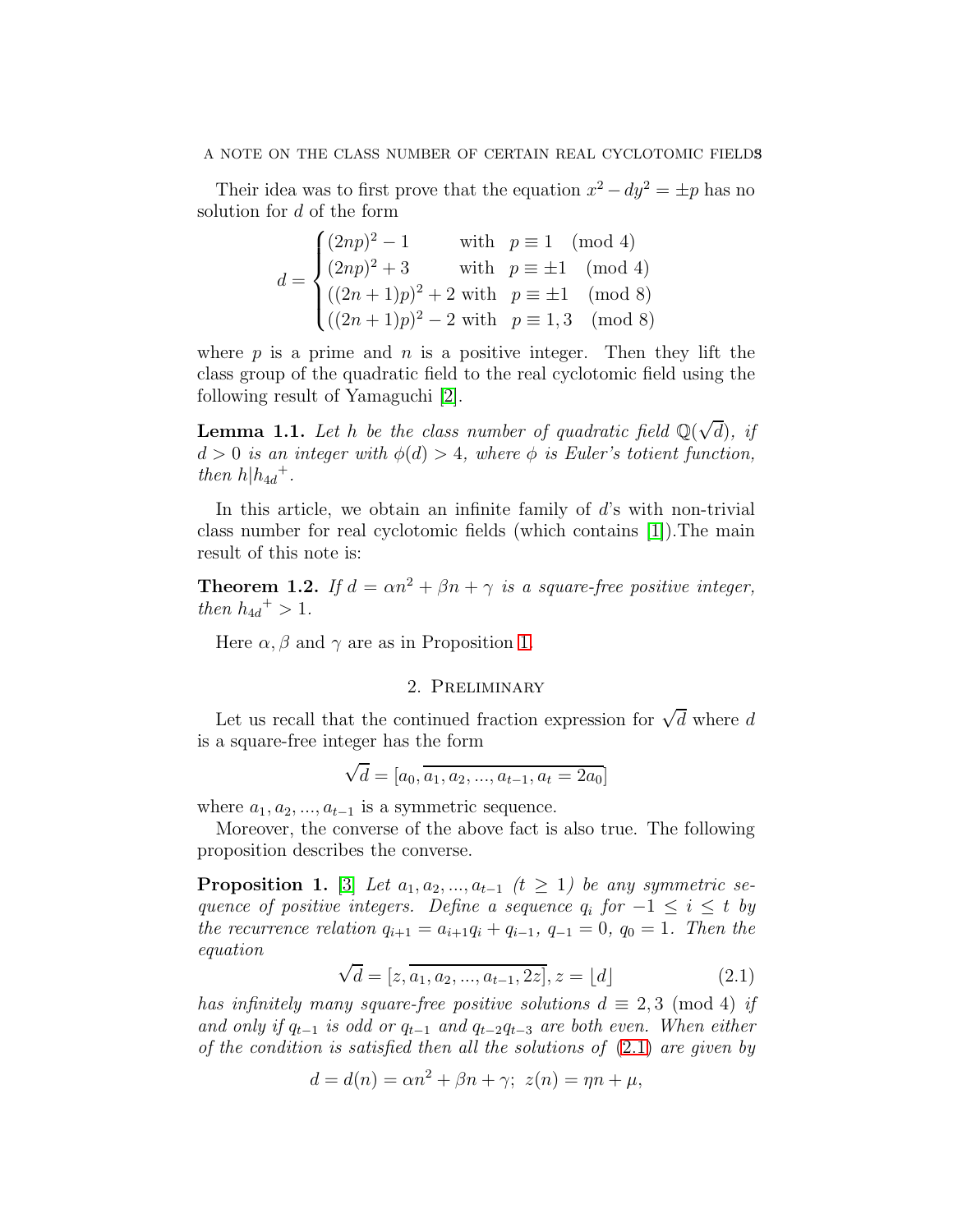Their idea was to first prove that the equation $x^2 - dy^2 = \pm p$ has no solution for $d$ of the form

$$d = \begin{cases} (2np)^2 - 1 & \text{with} \quad p \equiv 1 \pmod 4 \\ (2np)^2 + 3 & \text{with} \quad p \equiv \pm 1 \pmod 4 \\ ((2n+1)p)^2 + 2 & \text{with} \quad p \equiv \pm 1 \pmod 8 \\ ((2n+1)p)^2 - 2 & \text{with} \quad p \equiv 1, 3 \pmod 8 \end{cases}$$

where $p$ is a prime and $n$ is a positive integer. Then they lift the class group of the quadratic field to the real cyclotomic field using the following result of Yamaguchi [2].

**Lemma 1.1.** *Let $h$ be the class number of quadratic field $\mathbb{Q}(\sqrt{d})$, if $d > 0$ is an integer with $\phi(d) > 4$, where $\phi$ is Euler's totient function, then $h | {h_{4d}}^+$.*

In this article, we obtain an infinite family of $d$'s with non-trivial class number for real cyclotomic fields (which contains [1]).The main result of this note is:

**Theorem 1.2.** *If $d = \alpha n^2 + \beta n + \gamma$ is a square-free positive integer, then ${h_{4d}}^+ > 1$.*

Here $\alpha, \beta$ and $\gamma$ are as in Proposition 1.

## 2. Preliminary

Let us recall that the continued fraction expression for $\sqrt{d}$ where $d$ is a square-free integer has the form

$$\sqrt{d} = [a_0, \overline{a_1, a_2, ..., a_{t-1}, a_t = 2a_0}]$$

where $a_1, a_2, ..., a_{t-1}$ is a symmetric sequence.

Moreover, the converse of the above fact is also true. The following proposition describes the converse.

**Proposition 1.** [3] *Let $a_1, a_2, ..., a_{t-1}$ ($t \geq 1$) be any symmetric sequence of positive integers. Define a sequence $q_i$ for $-1 \leq i \leq t$ by the recurrence relation $q_{i+1} = a_{i+1} q_i + q_{i-1}$, $q_{-1} = 0$, $q_0 = 1$. Then the equation*

$$\sqrt{d} = [z, \overline{a_1, a_2, ..., a_{t-1}, 2z}], z = \lfloor d \rfloor \tag{2.1}$$

*has infinitely many square-free positive solutions $d \equiv 2, 3 \pmod 4$ if and only if $q_{t-1}$ is odd or $q_{t-1}$ and $q_{t-2}q_{t-3}$ are both even. When either of the condition is satisfied then all the solutions of (2.1) are given by*

$$d = d(n) = \alpha n^2 + \beta n + \gamma; \; z(n) = \eta n + \mu,$$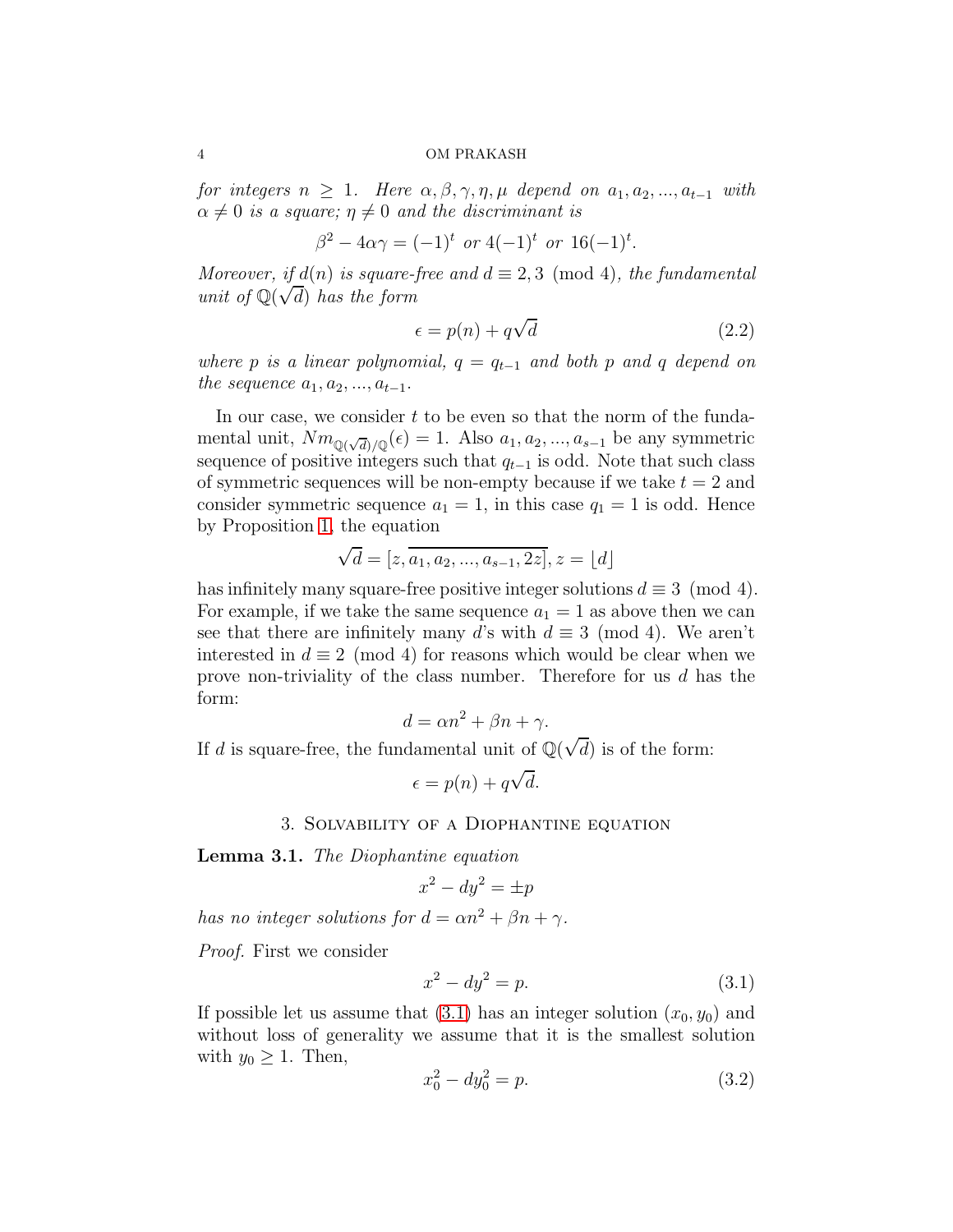*for integers $n \geq 1$. Here $\alpha, \beta, \gamma, \eta, \mu$ depend on $a_1, a_2, ..., a_{t-1}$ with $\alpha \neq 0$ is a square; $\eta \neq 0$ and the discriminant is*

$$\beta^2 - 4\alpha\gamma = (-1)^t \text{ or } 4(-1)^t \text{ or } 16(-1)^t.$$

*Moreover, if $d(n)$ is square-free and $d \equiv 2, 3 \pmod 4$, the fundamental unit of $\mathbb{Q}(\sqrt{d})$ has the form*

$$\epsilon = p(n) + q\sqrt{d} \tag{2.2}$$

*where $p$ is a linear polynomial, $q = q_{t-1}$ and both $p$ and $q$ depend on the sequence $a_1, a_2, ..., a_{t-1}$.*

In our case, we consider $t$ to be even so that the norm of the fundamental unit, $Nm_{\mathbb{Q}(\sqrt{d})/\mathbb{Q}}(\epsilon) = 1$. Also $a_1, a_2, ..., a_{s-1}$ be any symmetric sequence of positive integers such that $q_{t-1}$ is odd. Note that such class of symmetric sequences will be non-empty because if we take $t = 2$ and consider symmetric sequence $a_1 = 1$, in this case $q_1 = 1$ is odd. Hence by Proposition 1, the equation

$$\sqrt{d} = [z, \overline{a_1, a_2, ..., a_{s-1}, 2z}], z = \lfloor d \rfloor$$

has infinitely many square-free positive integer solutions $d \equiv 3 \pmod 4$. For example, if we take the same sequence $a_1 = 1$ as above then we can see that there are infinitely many $d$'s with $d \equiv 3 \pmod 4$. We aren't interested in $d \equiv 2 \pmod 4$ for reasons which would be clear when we prove non-triviality of the class number. Therefore for us $d$ has the form:

$$d = \alpha n^2 + \beta n + \gamma.$$

If $d$ is square-free, the fundamental unit of $\mathbb{Q}(\sqrt{d})$ is of the form:

$$\epsilon = p(n) + q\sqrt{d}.$$

## 3. Solvability of a Diophantine equation

**Lemma 3.1.** *The Diophantine equation*

$$x^2 - dy^2 = \pm p$$

*has no integer solutions for $d = \alpha n^2 + \beta n + \gamma$.*

*Proof.* First we consider

$$x^2 - dy^2 = p. \tag{3.1}$$

If possible let us assume that (3.1) has an integer solution $(x_0, y_0)$ and without loss of generality we assume that it is the smallest solution with $y_0 \geq 1$. Then,

$$x_0^2 - dy_0^2 = p. \tag{3.2}$$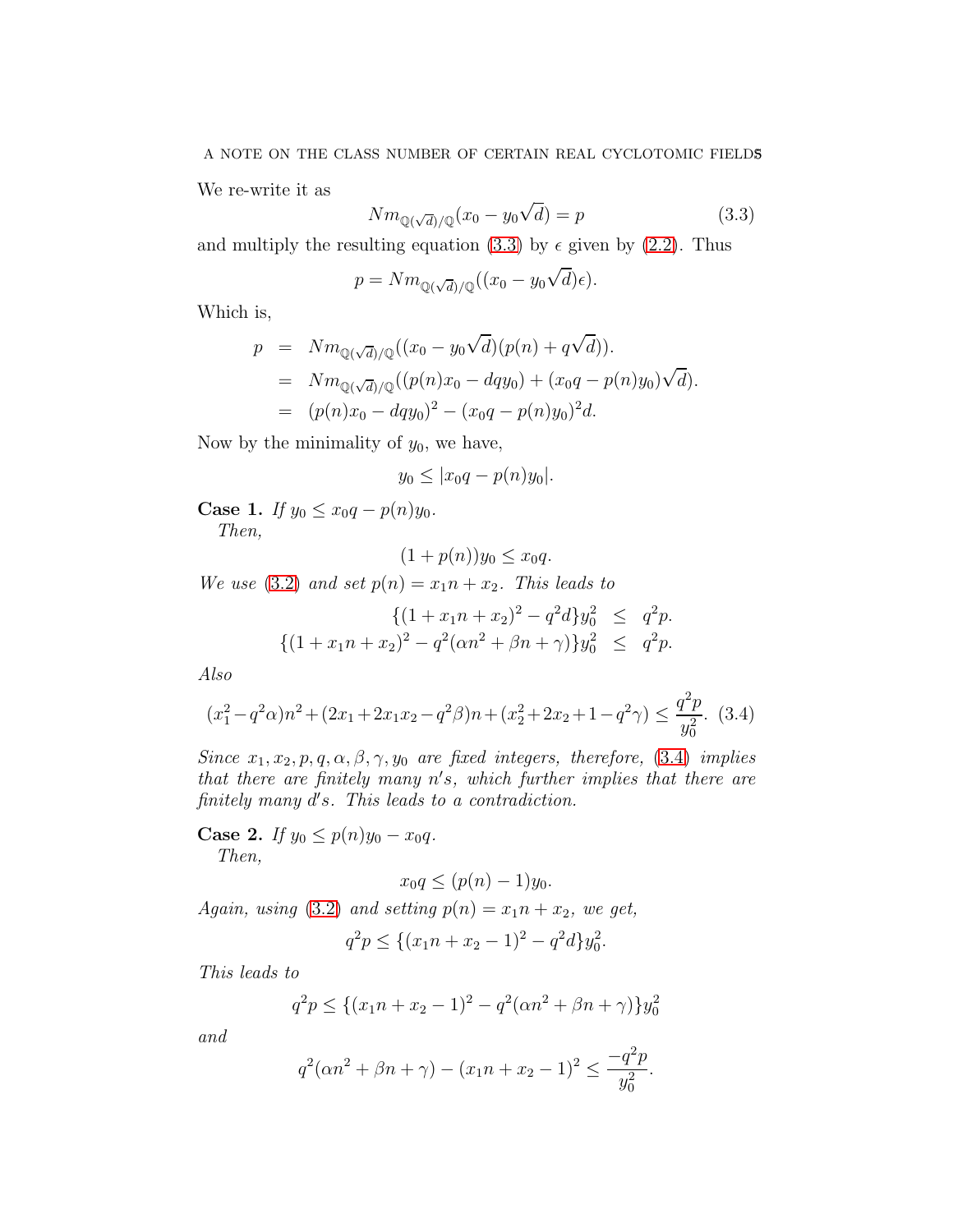We re-write it as

$$Nm_{\mathbb{Q}(\sqrt{d})/\mathbb{Q}}(x_0 - y_0\sqrt{d}) = p \tag{3.3}$$

and multiply the resulting equation (3.3) by $\epsilon$ given by (2.2). Thus

$$p = Nm_{\mathbb{Q}(\sqrt{d})/\mathbb{Q}}((x_0 - y_0\sqrt{d})\epsilon).$$

Which is,

$$\begin{aligned} p &= Nm_{\mathbb{Q}(\sqrt{d})/\mathbb{Q}}((x_0 - y_0\sqrt{d})(p(n) + q\sqrt{d})). \\ &= Nm_{\mathbb{Q}(\sqrt{d})/\mathbb{Q}}((p(n)x_0 - dqy_0) + (x_0q - p(n)y_0)\sqrt{d}). \\ &= (p(n)x_0 - dqy_0)^2 - (x_0q - p(n)y_0)^2 d. \end{aligned}$$

Now by the minimality of $y_0$, we have,

$$y_0 \leq |x_0q - p(n)y_0|.$$

**Case 1.** *If $y_0 \leq x_0q - p(n)y_0$.*
*Then,*

$$(1 + p(n))y_0 \leq x_0q.$$

*We use (3.2) and set $p(n) = x_1n + x_2$. This leads to*

$$\begin{aligned} \{(1 + x_1n + x_2)^2 - q^2d\}y_0^2 &\leq q^2p. \\ \{(1 + x_1n + x_2)^2 - q^2(\alpha n^2 + \beta n + \gamma)\}y_0^2 &\leq q^2p. \end{aligned}$$

*Also*

$$(x_1^2 - q^2\alpha)n^2 + (2x_1 + 2x_1x_2 - q^2\beta)n + (x_2^2 + 2x_2 + 1 - q^2\gamma) \leq \frac{q^2p}{y_0^2}. \tag{3.4}$$

*Since $x_1, x_2, p, q, \alpha, \beta, \gamma, y_0$ are fixed integers, therefore, (3.4) implies that there are finitely many $n'$s, which further implies that there are finitely many $d'$s. This leads to a contradiction.*

**Case 2.** *If $y_0 \leq p(n)y_0 - x_0q$.*
*Then,*

$$x_0q \leq (p(n) - 1)y_0.$$

*Again, using (3.2) and setting $p(n) = x_1n + x_2$, we get,*

$$q^2p \leq \{(x_1n + x_2 - 1)^2 - q^2d\}y_0^2.$$

*This leads to*

$$q^2p \leq \{(x_1n + x_2 - 1)^2 - q^2(\alpha n^2 + \beta n + \gamma)\}y_0^2$$

*and*

$$q^2(\alpha n^2 + \beta n + \gamma) - (x_1n + x_2 - 1)^2 \leq \frac{-q^2p}{y_0^2}.$$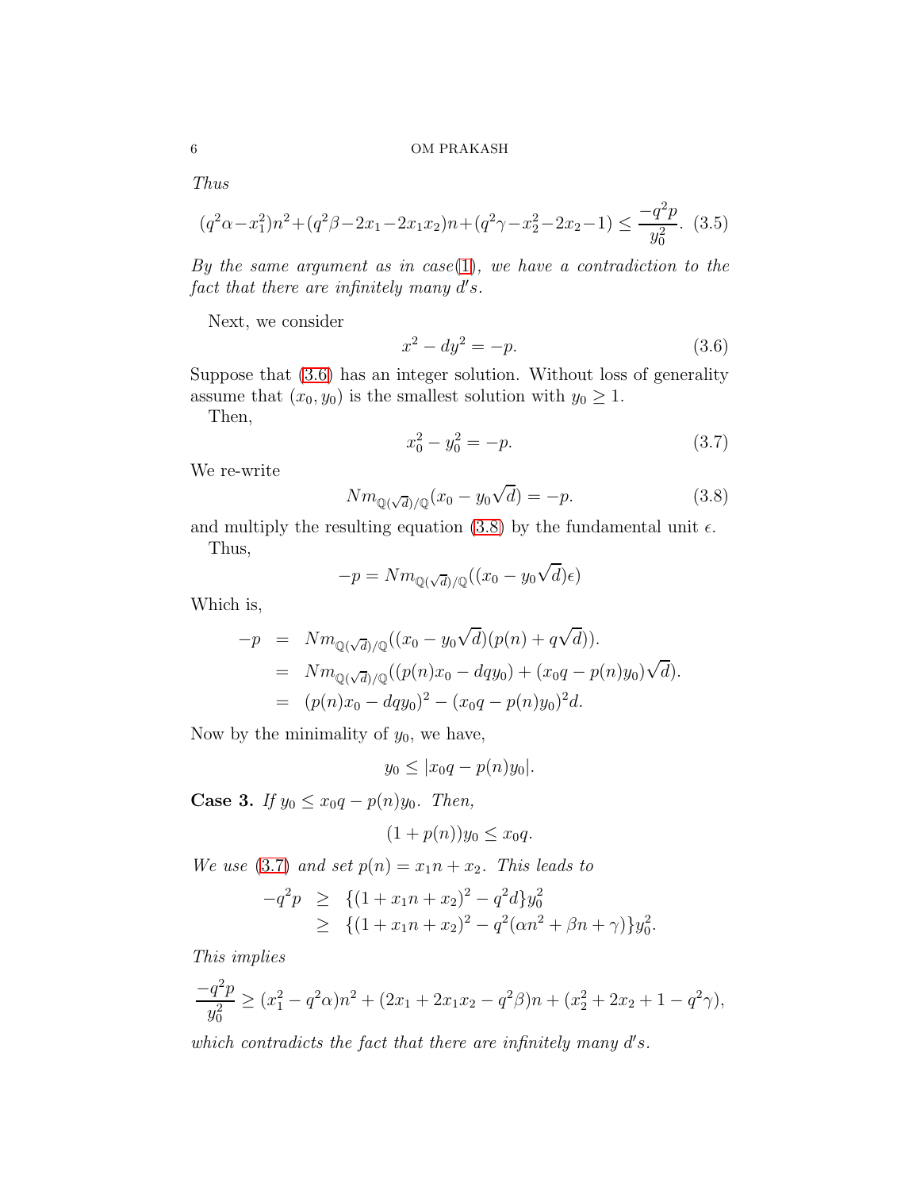*Thus*

$$(q^2\alpha - x_1^2)n^2 + (q^2\beta - 2x_1 - 2x_1x_2)n + (q^2\gamma - x_2^2 - 2x_2 - 1) \le \frac{-q^2p}{y_0^2}. \quad (3.5)$$

*By the same argument as in case(1), we have a contradiction to the fact that there are infinitely many $d$'s.*

Next, we consider

$$x^2 - dy^2 = -p. \quad (3.6)$$

Suppose that (3.6) has an integer solution. Without loss of generality assume that $(x_0, y_0)$ is the smallest solution with $y_0 \ge 1$.

Then,

$$x_0^2 - y_0^2 = -p. \quad (3.7)$$

We re-write

$$Nm_{\mathbb{Q}(\sqrt{d})/\mathbb{Q}}(x_0 - y_0\sqrt{d}) = -p. \quad (3.8)$$

and multiply the resulting equation (3.8) by the fundamental unit $\epsilon$.

Thus,

$$-p = Nm_{\mathbb{Q}(\sqrt{d})/\mathbb{Q}}((x_0 - y_0\sqrt{d})\epsilon)$$

Which is,

$$\begin{aligned} -p &= Nm_{\mathbb{Q}(\sqrt{d})/\mathbb{Q}}((x_0 - y_0\sqrt{d})(p(n) + q\sqrt{d})). \\ &= Nm_{\mathbb{Q}(\sqrt{d})/\mathbb{Q}}((p(n)x_0 - dqy_0) + (x_0q - p(n)y_0)\sqrt{d}). \\ &= (p(n)x_0 - dqy_0)^2 - (x_0q - p(n)y_0)^2 d. \end{aligned}$$

Now by the minimality of $y_0$, we have,

$$y_0 \le |x_0q - p(n)y_0|.$$

**Case 3.** *If $y_0 \le x_0q - p(n)y_0$. Then,*

$$(1 + p(n))y_0 \le x_0q.$$

*We use (3.7) and set $p(n) = x_1n + x_2$. This leads to*

$$\begin{aligned} -q^2p &\ge \{(1 + x_1n + x_2)^2 - q^2d\}y_0^2 \\ &\ge \{(1 + x_1n + x_2)^2 - q^2(\alpha n^2 + \beta n + \gamma)\}y_0^2. \end{aligned}$$

*This implies*

$$\frac{-q^2p}{y_0^2} \ge (x_1^2 - q^2\alpha)n^2 + (2x_1 + 2x_1x_2 - q^2\beta)n + (x_2^2 + 2x_2 + 1 - q^2\gamma),$$

*which contradicts the fact that there are infinitely many $d$'s.*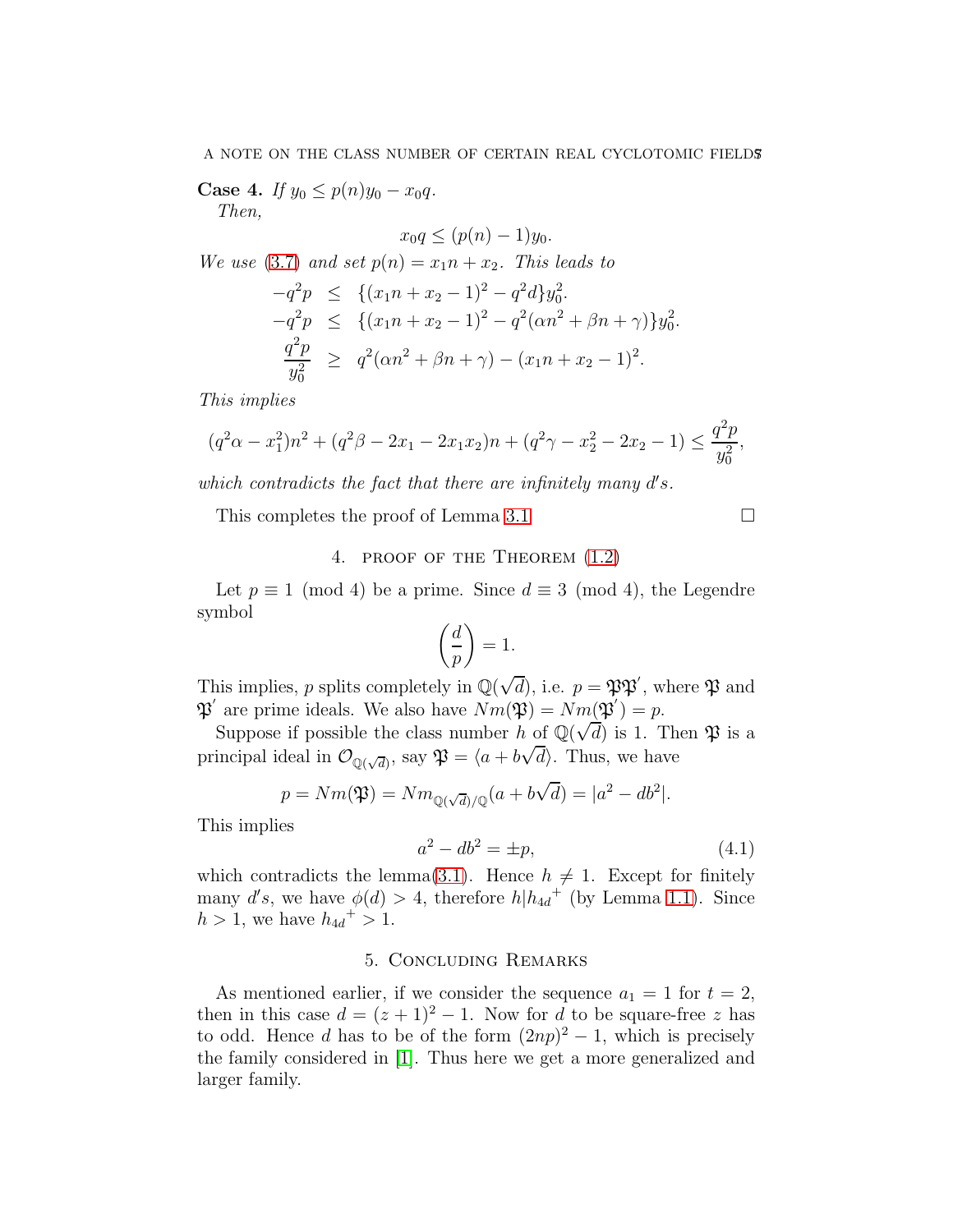**Case 4.** *If $y_0 \leq p(n)y_0 - x_0q$.*

*Then,*

$$x_0 q \leq (p(n) - 1)y_0.$$

*We use (3.7) and set $p(n) = x_1n + x_2$. This leads to*

$$\begin{aligned}
-q^2p &\leq \{(x_1n + x_2 - 1)^2 - q^2d\}y_0^2. \\
-q^2p &\leq \{(x_1n + x_2 - 1)^2 - q^2(\alpha n^2 + \beta n + \gamma)\}y_0^2. \\
\frac{q^2p}{y_0^2} &\geq q^2(\alpha n^2 + \beta n + \gamma) - (x_1n + x_2 - 1)^2.
\end{aligned}$$

*This implies*

$$(q^2\alpha - x_1^2)n^2 + (q^2\beta - 2x_1 - 2x_1x_2)n + (q^2\gamma - x_2^2 - 2x_2 - 1) \leq \frac{q^2p}{y_0^2},$$

*which contradicts the fact that there are infinitely many $d's$.*

This completes the proof of Lemma 3.1 $\square$

## 4. Proof of the Theorem (1.2)

Let $p \equiv 1 \pmod 4$ be a prime. Since $d \equiv 3 \pmod 4$, the Legendre symbol

$$\left(\frac{d}{p}\right) = 1.$$

This implies, $p$ splits completely in $\mathbb{Q}(\sqrt{d})$, i.e. $p = \mathfrak{P}\mathfrak{P}'$, where $\mathfrak{P}$ and $\mathfrak{P}'$ are prime ideals. We also have $Nm(\mathfrak{P}) = Nm(\mathfrak{P}') = p$.

Suppose if possible the class number $h$ of $\mathbb{Q}(\sqrt{d})$ is 1. Then $\mathfrak{P}$ is a principal ideal in $\mathcal{O}_{\mathbb{Q}(\sqrt{d})}$, say $\mathfrak{P} = \langle a + b\sqrt{d}\rangle$. Thus, we have

$$p = Nm(\mathfrak{P}) = Nm_{\mathbb{Q}(\sqrt{d})/\mathbb{Q}}(a + b\sqrt{d}) = |a^2 - db^2|.$$

This implies

$$a^2 - db^2 = \pm p, \tag{4.1}$$

which contradicts the lemma(3.1). Hence $h \neq 1$. Except for finitely many $d's$, we have $\phi(d) > 4$, therefore $h | {h_{4d}}^+$ (by Lemma 1.1). Since $h > 1$, we have ${h_{4d}}^+ > 1$.

## 5. Concluding Remarks

As mentioned earlier, if we consider the sequence $a_1 = 1$ for $t = 2$, then in this case $d = (z+1)^2 - 1$. Now for $d$ to be square-free $z$ has to odd. Hence $d$ has to be of the form $(2np)^2 - 1$, which is precisely the family considered in [1]. Thus here we get a more generalized and larger family.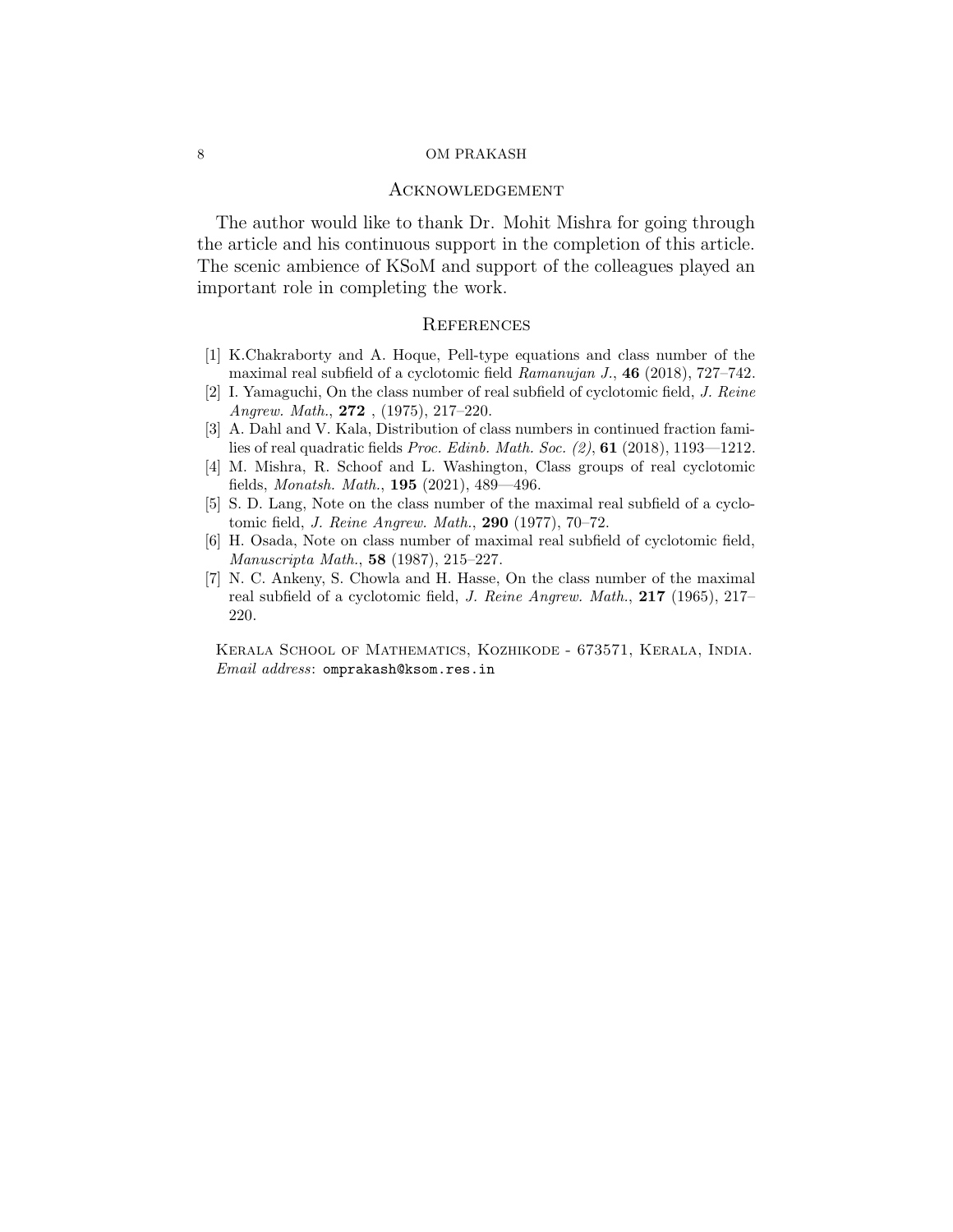## Acknowledgement

The author would like to thank Dr. Mohit Mishra for going through the article and his continuous support in the completion of this article. The scenic ambience of KSoM and support of the colleagues played an important role in completing the work.

## References

[1] K.Chakraborty and A. Hoque, Pell-type equations and class number of the maximal real subfield of a cyclotomic field *Ramanujan J.*, **46** (2018), 727–742.

[2] I. Yamaguchi, On the class number of real subfield of cyclotomic field, *J. Reine Angrew. Math.*, **272** , (1975), 217–220.

[3] A. Dahl and V. Kala, Distribution of class numbers in continued fraction families of real quadratic fields *Proc. Edinb. Math. Soc. (2)*, **61** (2018), 1193—1212.

[4] M. Mishra, R. Schoof and L. Washington, Class groups of real cyclotomic fields, *Monatsh. Math.*, **195** (2021), 489—496.

[5] S. D. Lang, Note on the class number of the maximal real subfield of a cyclotomic field, *J. Reine Angrew. Math.*, **290** (1977), 70–72.

[6] H. Osada, Note on class number of maximal real subfield of cyclotomic field, *Manuscripta Math.*, **58** (1987), 215–227.

[7] N. C. Ankeny, S. Chowla and H. Hasse, On the class number of the maximal real subfield of a cyclotomic field, *J. Reine Angrew. Math.*, **217** (1965), 217–220.

Kerala School of Mathematics, Kozhikode - 673571, Kerala, India.
*Email address*: omprakash@ksom.res.in